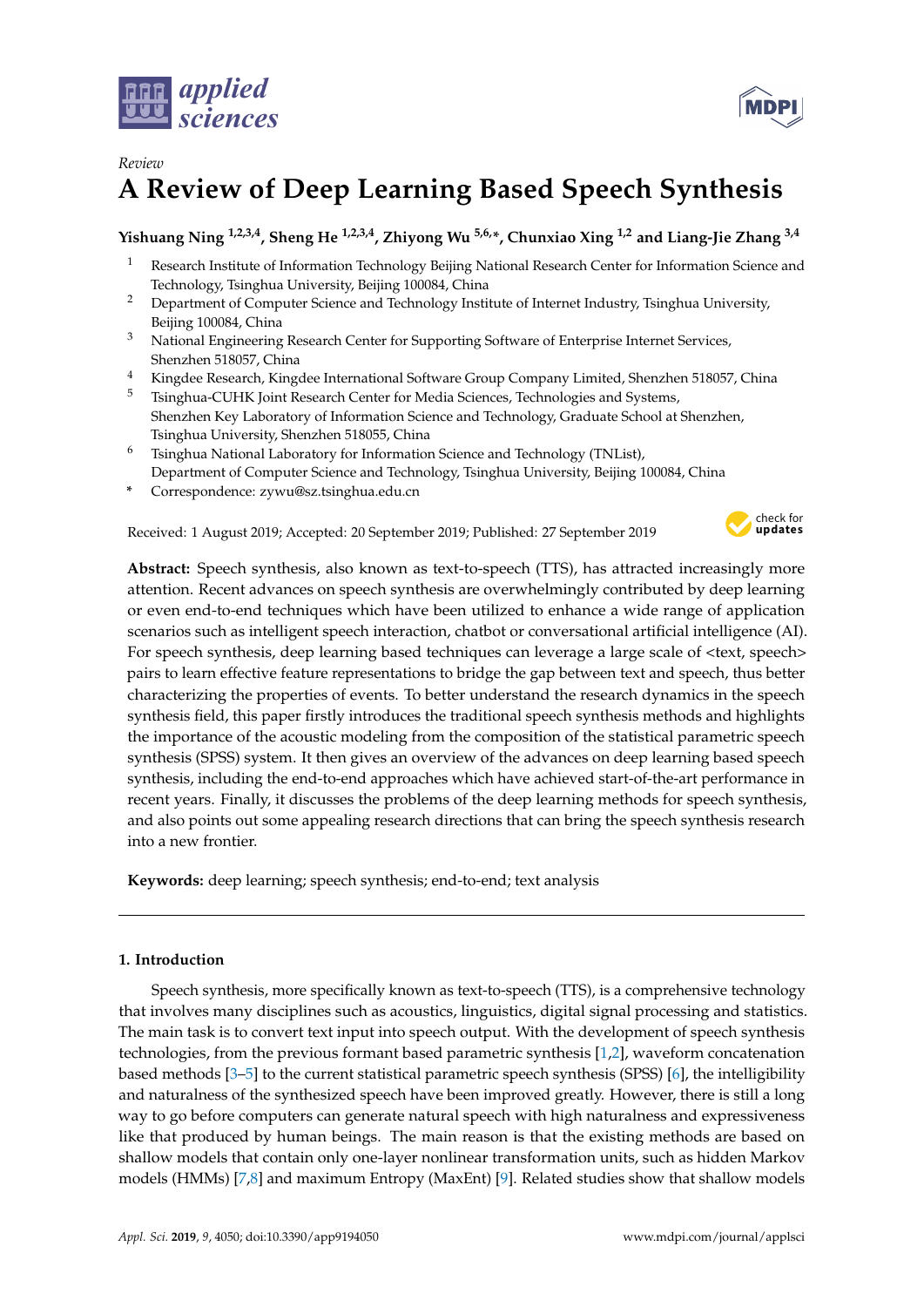*Review*

# A Review of Deep Learning Based Speech Synthesis

**Yishuang Ning [1,2,3,4], Sheng He [1,2,3,4], Zhiyong Wu [5,6,*], Chunxiao Xing [1,2] and Liang-Jie Zhang [3,4]**

1. Research Institute of Information Technology Beijing National Research Center for Information Science and Technology, Tsinghua University, Beijing 100084, China
2. Department of Computer Science and Technology Institute of Internet Industry, Tsinghua University, Beijing 100084, China
3. National Engineering Research Center for Supporting Software of Enterprise Internet Services, Shenzhen 518057, China
4. Kingdee Research, Kingdee International Software Group Company Limited, Shenzhen 518057, China
5. Tsinghua-CUHK Joint Research Center for Media Sciences, Technologies and Systems, Shenzhen Key Laboratory of Information Science and Technology, Graduate School at Shenzhen, Tsinghua University, Shenzhen 518055, China
6. Tsinghua National Laboratory for Information Science and Technology (TNList), Department of Computer Science and Technology, Tsinghua University, Beijing 100084, China

\* Correspondence: zywu@sz.tsinghua.edu.cn

Received: 1 August 2019; Accepted: 20 September 2019; Published: 27 September 2019

**Abstract:** Speech synthesis, also known as text-to-speech (TTS), has attracted increasingly more attention. Recent advances on speech synthesis are overwhelmingly contributed by deep learning or even end-to-end techniques which have been utilized to enhance a wide range of application scenarios such as intelligent speech interaction, chatbot or conversational artificial intelligence (AI). For speech synthesis, deep learning based techniques can leverage a large scale of <text, speech> pairs to learn effective feature representations to bridge the gap between text and speech, thus better characterizing the properties of events. To better understand the research dynamics in the speech synthesis field, this paper firstly introduces the traditional speech synthesis methods and highlights the importance of the acoustic modeling from the composition of the statistical parametric speech synthesis (SPSS) system. It then gives an overview of the advances on deep learning based speech synthesis, including the end-to-end approaches which have achieved start-of-the-art performance in recent years. Finally, it discusses the problems of the deep learning methods for speech synthesis, and also points out some appealing research directions that can bring the speech synthesis research into a new frontier.

**Keywords:** deep learning; speech synthesis; end-to-end; text analysis

## 1. Introduction

Speech synthesis, more specifically known as text-to-speech (TTS), is a comprehensive technology that involves many disciplines such as acoustics, linguistics, digital signal processing and statistics. The main task is to convert text input into speech output. With the development of speech synthesis technologies, from the previous formant based parametric synthesis [1,2], waveform concatenation based methods [3–5] to the current statistical parametric speech synthesis (SPSS) [6], the intelligibility and naturalness of the synthesized speech have been improved greatly. However, there is still a long way to go before computers can generate natural speech with high naturalness and expressiveness like that produced by human beings. The main reason is that the existing methods are based on shallow models that contain only one-layer nonlinear transformation units, such as hidden Markov models (HMMs) [7,8] and maximum Entropy (MaxEnt) [9]. Related studies show that shallow models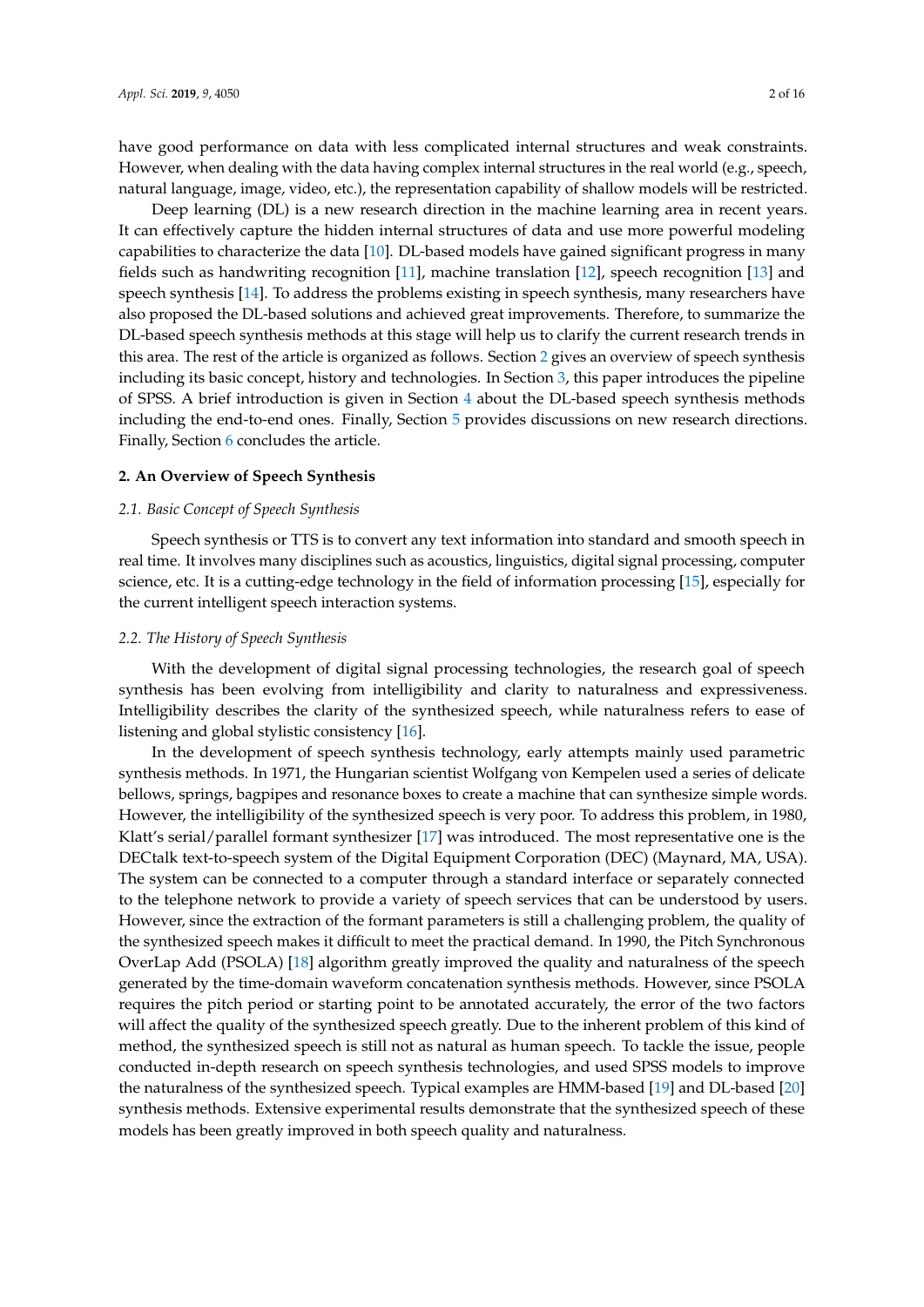have good performance on data with less complicated internal structures and weak constraints. However, when dealing with the data having complex internal structures in the real world (e.g., speech, natural language, image, video, etc.), the representation capability of shallow models will be restricted.

Deep learning (DL) is a new research direction in the machine learning area in recent years. It can effectively capture the hidden internal structures of data and use more powerful modeling capabilities to characterize the data [10]. DL-based models have gained significant progress in many fields such as handwriting recognition [11], machine translation [12], speech recognition [13] and speech synthesis [14]. To address the problems existing in speech synthesis, many researchers have also proposed the DL-based solutions and achieved great improvements. Therefore, to summarize the DL-based speech synthesis methods at this stage will help us to clarify the current research trends in this area. The rest of the article is organized as follows. Section 2 gives an overview of speech synthesis including its basic concept, history and technologies. In Section 3, this paper introduces the pipeline of SPSS. A brief introduction is given in Section 4 about the DL-based speech synthesis methods including the end-to-end ones. Finally, Section 5 provides discussions on new research directions. Finally, Section 6 concludes the article.

## 2. An Overview of Speech Synthesis

### *2.1. Basic Concept of Speech Synthesis*

Speech synthesis or TTS is to convert any text information into standard and smooth speech in real time. It involves many disciplines such as acoustics, linguistics, digital signal processing, computer science, etc. It is a cutting-edge technology in the field of information processing [15], especially for the current intelligent speech interaction systems.

### *2.2. The History of Speech Synthesis*

With the development of digital signal processing technologies, the research goal of speech synthesis has been evolving from intelligibility and clarity to naturalness and expressiveness. Intelligibility describes the clarity of the synthesized speech, while naturalness refers to ease of listening and global stylistic consistency [16].

In the development of speech synthesis technology, early attempts mainly used parametric synthesis methods. In 1971, the Hungarian scientist Wolfgang von Kempelen used a series of delicate bellows, springs, bagpipes and resonance boxes to create a machine that can synthesize simple words. However, the intelligibility of the synthesized speech is very poor. To address this problem, in 1980, Klatt's serial/parallel formant synthesizer [17] was introduced. The most representative one is the DECtalk text-to-speech system of the Digital Equipment Corporation (DEC) (Maynard, MA, USA). The system can be connected to a computer through a standard interface or separately connected to the telephone network to provide a variety of speech services that can be understood by users. However, since the extraction of the formant parameters is still a challenging problem, the quality of the synthesized speech makes it difficult to meet the practical demand. In 1990, the Pitch Synchronous OverLap Add (PSOLA) [18] algorithm greatly improved the quality and naturalness of the speech generated by the time-domain waveform concatenation synthesis methods. However, since PSOLA requires the pitch period or starting point to be annotated accurately, the error of the two factors will affect the quality of the synthesized speech greatly. Due to the inherent problem of this kind of method, the synthesized speech is still not as natural as human speech. To tackle the issue, people conducted in-depth research on speech synthesis technologies, and used SPSS models to improve the naturalness of the synthesized speech. Typical examples are HMM-based [19] and DL-based [20] synthesis methods. Extensive experimental results demonstrate that the synthesized speech of these models has been greatly improved in both speech quality and naturalness.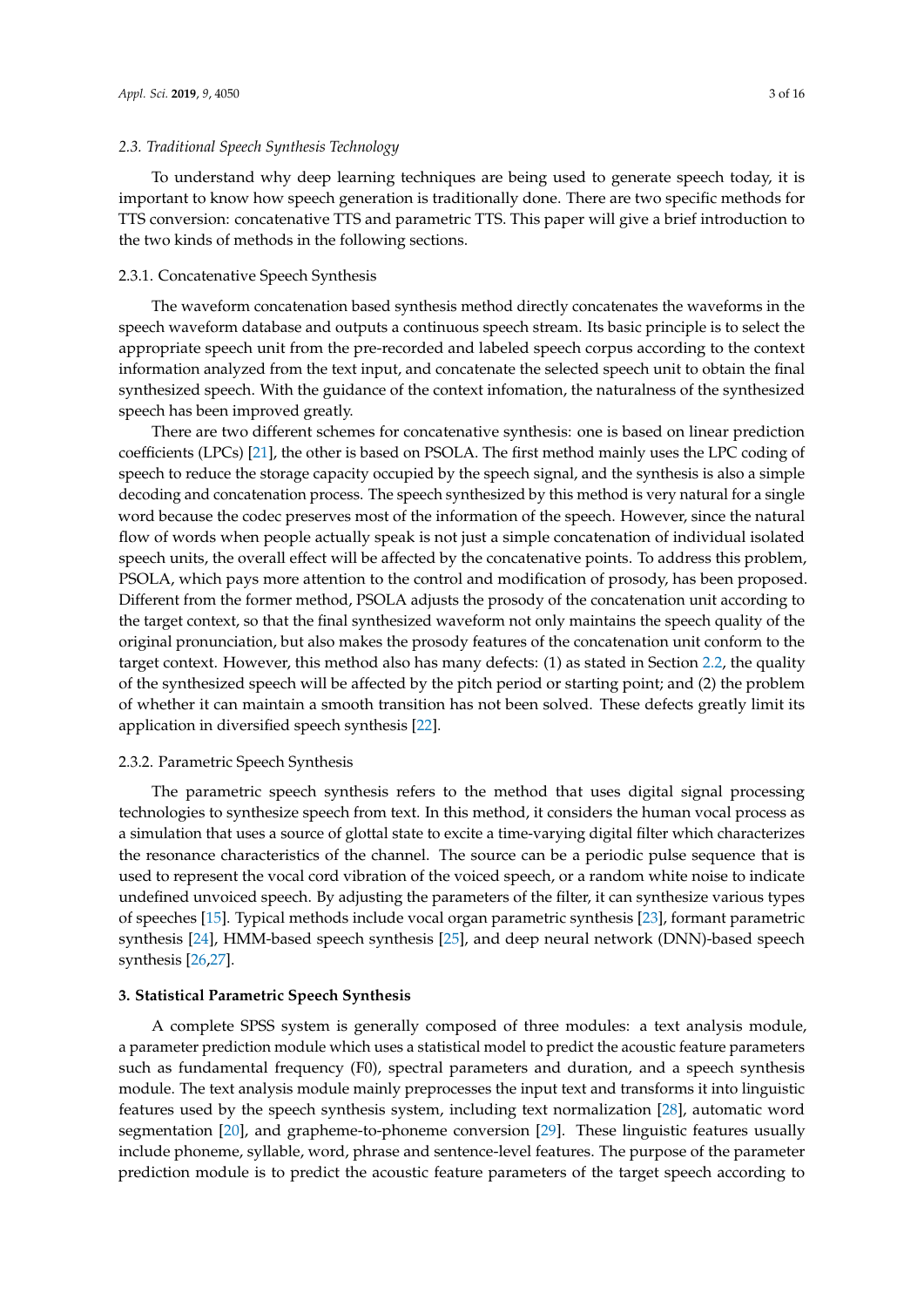### 2.3. Traditional Speech Synthesis Technology

To understand why deep learning techniques are being used to generate speech today, it is important to know how speech generation is traditionally done. There are two specific methods for TTS conversion: concatenative TTS and parametric TTS. This paper will give a brief introduction to the two kinds of methods in the following sections.

#### 2.3.1. Concatenative Speech Synthesis

The waveform concatenation based synthesis method directly concatenates the waveforms in the speech waveform database and outputs a continuous speech stream. Its basic principle is to select the appropriate speech unit from the pre-recorded and labeled speech corpus according to the context information analyzed from the text input, and concatenate the selected speech unit to obtain the final synthesized speech. With the guidance of the context infomation, the naturalness of the synthesized speech has been improved greatly.

There are two different schemes for concatenative synthesis: one is based on linear prediction coefficients (LPCs) [21], the other is based on PSOLA. The first method mainly uses the LPC coding of speech to reduce the storage capacity occupied by the speech signal, and the synthesis is also a simple decoding and concatenation process. The speech synthesized by this method is very natural for a single word because the codec preserves most of the information of the speech. However, since the natural flow of words when people actually speak is not just a simple concatenation of individual isolated speech units, the overall effect will be affected by the concatenative points. To address this problem, PSOLA, which pays more attention to the control and modification of prosody, has been proposed. Different from the former method, PSOLA adjusts the prosody of the concatenation unit according to the target context, so that the final synthesized waveform not only maintains the speech quality of the original pronunciation, but also makes the prosody features of the concatenation unit conform to the target context. However, this method also has many defects: (1) as stated in Section 2.2, the quality of the synthesized speech will be affected by the pitch period or starting point; and (2) the problem of whether it can maintain a smooth transition has not been solved. These defects greatly limit its application in diversified speech synthesis [22].

#### 2.3.2. Parametric Speech Synthesis

The parametric speech synthesis refers to the method that uses digital signal processing technologies to synthesize speech from text. In this method, it considers the human vocal process as a simulation that uses a source of glottal state to excite a time-varying digital filter which characterizes the resonance characteristics of the channel. The source can be a periodic pulse sequence that is used to represent the vocal cord vibration of the voiced speech, or a random white noise to indicate undefined unvoiced speech. By adjusting the parameters of the filter, it can synthesize various types of speeches [15]. Typical methods include vocal organ parametric synthesis [23], formant parametric synthesis [24], HMM-based speech synthesis [25], and deep neural network (DNN)-based speech synthesis [26,27].

## 3. Statistical Parametric Speech Synthesis

A complete SPSS system is generally composed of three modules: a text analysis module, a parameter prediction module which uses a statistical model to predict the acoustic feature parameters such as fundamental frequency (F0), spectral parameters and duration, and a speech synthesis module. The text analysis module mainly preprocesses the input text and transforms it into linguistic features used by the speech synthesis system, including text normalization [28], automatic word segmentation [20], and grapheme-to-phoneme conversion [29]. These linguistic features usually include phoneme, syllable, word, phrase and sentence-level features. The purpose of the parameter prediction module is to predict the acoustic feature parameters of the target speech according to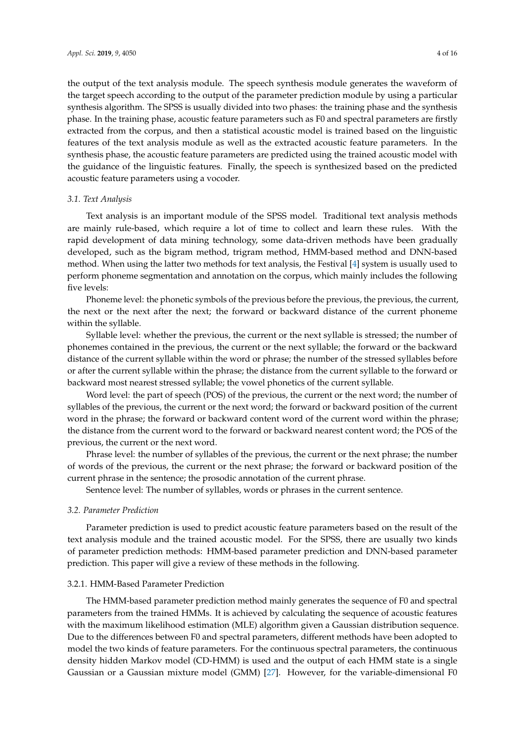the output of the text analysis module. The speech synthesis module generates the waveform of the target speech according to the output of the parameter prediction module by using a particular synthesis algorithm. The SPSS is usually divided into two phases: the training phase and the synthesis phase. In the training phase, acoustic feature parameters such as F0 and spectral parameters are firstly extracted from the corpus, and then a statistical acoustic model is trained based on the linguistic features of the text analysis module as well as the extracted acoustic feature parameters. In the synthesis phase, the acoustic feature parameters are predicted using the trained acoustic model with the guidance of the linguistic features. Finally, the speech is synthesized based on the predicted acoustic feature parameters using a vocoder.

### *3.1. Text Analysis*

Text analysis is an important module of the SPSS model. Traditional text analysis methods are mainly rule-based, which require a lot of time to collect and learn these rules. With the rapid development of data mining technology, some data-driven methods have been gradually developed, such as the bigram method, trigram method, HMM-based method and DNN-based method. When using the latter two methods for text analysis, the Festival [4] system is usually used to perform phoneme segmentation and annotation on the corpus, which mainly includes the following five levels:

Phoneme level: the phonetic symbols of the previous before the previous, the previous, the current, the next or the next after the next; the forward or backward distance of the current phoneme within the syllable.

Syllable level: whether the previous, the current or the next syllable is stressed; the number of phonemes contained in the previous, the current or the next syllable; the forward or the backward distance of the current syllable within the word or phrase; the number of the stressed syllables before or after the current syllable within the phrase; the distance from the current syllable to the forward or backward most nearest stressed syllable; the vowel phonetics of the current syllable.

Word level: the part of speech (POS) of the previous, the current or the next word; the number of syllables of the previous, the current or the next word; the forward or backward position of the current word in the phrase; the forward or backward content word of the current word within the phrase; the distance from the current word to the forward or backward nearest content word; the POS of the previous, the current or the next word.

Phrase level: the number of syllables of the previous, the current or the next phrase; the number of words of the previous, the current or the next phrase; the forward or backward position of the current phrase in the sentence; the prosodic annotation of the current phrase.

Sentence level: The number of syllables, words or phrases in the current sentence.

### *3.2. Parameter Prediction*

Parameter prediction is used to predict acoustic feature parameters based on the result of the text analysis module and the trained acoustic model. For the SPSS, there are usually two kinds of parameter prediction methods: HMM-based parameter prediction and DNN-based parameter prediction. This paper will give a review of these methods in the following.

#### 3.2.1. HMM-Based Parameter Prediction

The HMM-based parameter prediction method mainly generates the sequence of F0 and spectral parameters from the trained HMMs. It is achieved by calculating the sequence of acoustic features with the maximum likelihood estimation (MLE) algorithm given a Gaussian distribution sequence. Due to the differences between F0 and spectral parameters, different methods have been adopted to model the two kinds of feature parameters. For the continuous spectral parameters, the continuous density hidden Markov model (CD-HMM) is used and the output of each HMM state is a single Gaussian or a Gaussian mixture model (GMM) [27]. However, for the variable-dimensional F0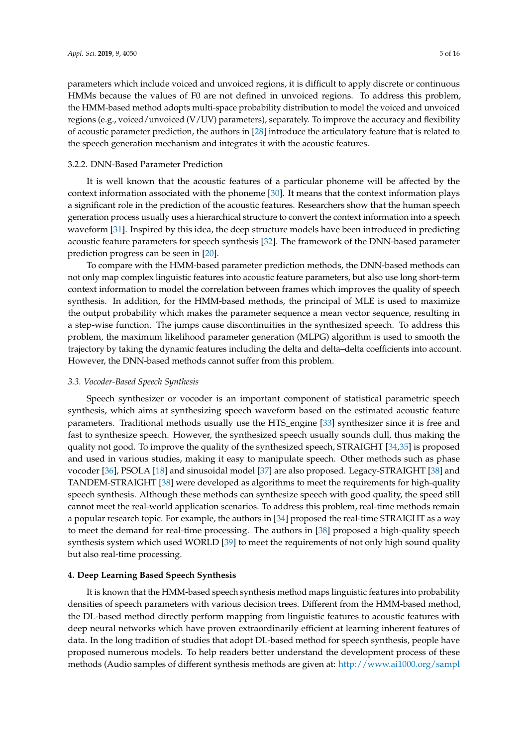parameters which include voiced and unvoiced regions, it is difficult to apply discrete or continuous HMMs because the values of F0 are not defined in unvoiced regions. To address this problem, the HMM-based method adopts multi-space probability distribution to model the voiced and unvoiced regions (e.g., voiced/unvoiced (V/UV) parameters), separately. To improve the accuracy and flexibility of acoustic parameter prediction, the authors in [28] introduce the articulatory feature that is related to the speech generation mechanism and integrates it with the acoustic features.

#### 3.2.2. DNN-Based Parameter Prediction

It is well known that the acoustic features of a particular phoneme will be affected by the context information associated with the phoneme [30]. It means that the context information plays a significant role in the prediction of the acoustic features. Researchers show that the human speech generation process usually uses a hierarchical structure to convert the context information into a speech waveform [31]. Inspired by this idea, the deep structure models have been introduced in predicting acoustic feature parameters for speech synthesis [32]. The framework of the DNN-based parameter prediction progress can be seen in [20].

To compare with the HMM-based parameter prediction methods, the DNN-based methods can not only map complex linguistic features into acoustic feature parameters, but also use long short-term context information to model the correlation between frames which improves the quality of speech synthesis. In addition, for the HMM-based methods, the principal of MLE is used to maximize the output probability which makes the parameter sequence a mean vector sequence, resulting in a step-wise function. The jumps cause discontinuities in the synthesized speech. To address this problem, the maximum likelihood parameter generation (MLPG) algorithm is used to smooth the trajectory by taking the dynamic features including the delta and delta–delta coefficients into account. However, the DNN-based methods cannot suffer from this problem.

### *3.3. Vocoder-Based Speech Synthesis*

Speech synthesizer or vocoder is an important component of statistical parametric speech synthesis, which aims at synthesizing speech waveform based on the estimated acoustic feature parameters. Traditional methods usually use the HTS_engine [33] synthesizer since it is free and fast to synthesize speech. However, the synthesized speech usually sounds dull, thus making the quality not good. To improve the quality of the synthesized speech, STRAIGHT [34,35] is proposed and used in various studies, making it easy to manipulate speech. Other methods such as phase vocoder [36], PSOLA [18] and sinusoidal model [37] are also proposed. Legacy-STRAIGHT [38] and TANDEM-STRAIGHT [38] were developed as algorithms to meet the requirements for high-quality speech synthesis. Although these methods can synthesize speech with good quality, the speed still cannot meet the real-world application scenarios. To address this problem, real-time methods remain a popular research topic. For example, the authors in [34] proposed the real-time STRAIGHT as a way to meet the demand for real-time processing. The authors in [38] proposed a high-quality speech synthesis system which used WORLD [39] to meet the requirements of not only high sound quality but also real-time processing.

## 4. Deep Learning Based Speech Synthesis

It is known that the HMM-based speech synthesis method maps linguistic features into probability densities of speech parameters with various decision trees. Different from the HMM-based method, the DL-based method directly perform mapping from linguistic features to acoustic features with deep neural networks which have proven extraordinarily efficient at learning inherent features of data. In the long tradition of studies that adopt DL-based method for speech synthesis, people have proposed numerous models. To help readers better understand the development process of these methods (Audio samples of different synthesis methods are given at: http://www.ai1000.org/sampl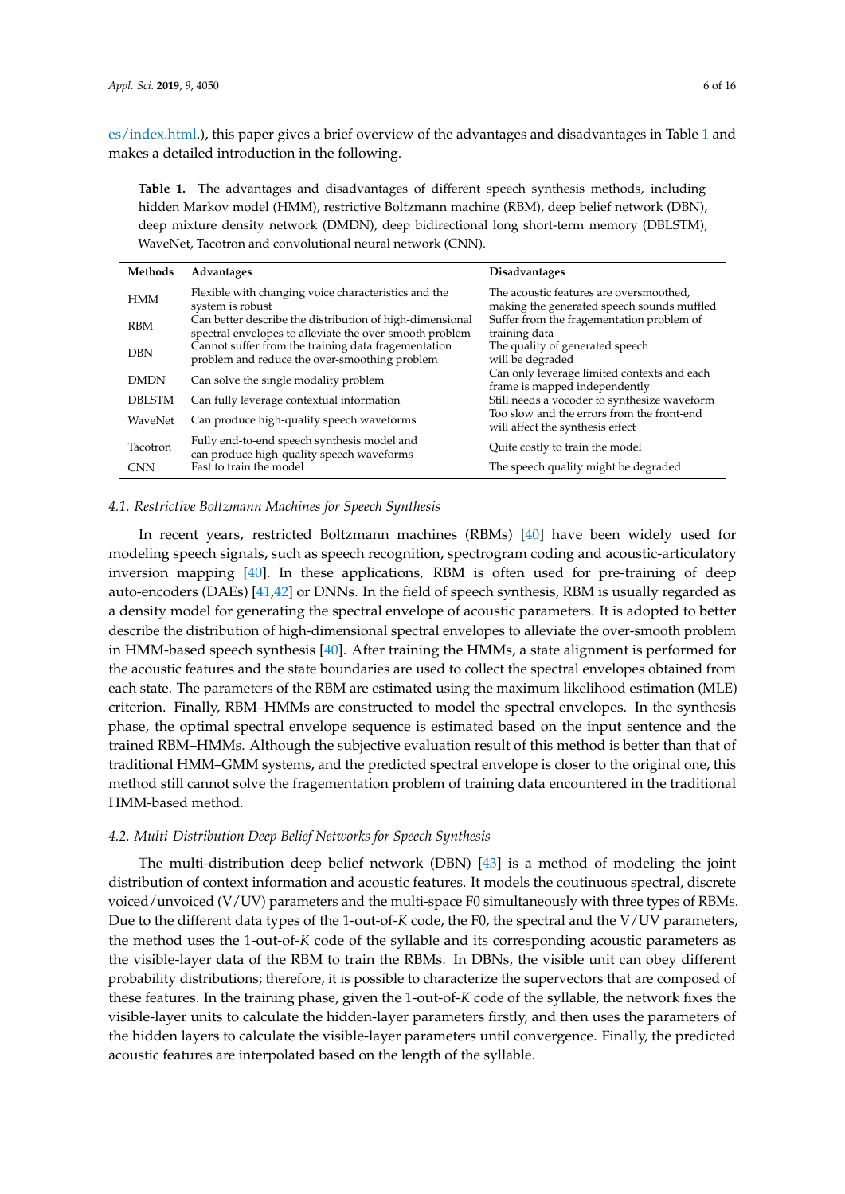es/index.html.), this paper gives a brief overview of the advantages and disadvantages in Table 1 and makes a detailed introduction in the following.

**Table 1.** The advantages and disadvantages of different speech synthesis methods, including hidden Markov model (HMM), restrictive Boltzmann machine (RBM), deep belief network (DBN), deep mixture density network (DMDN), deep bidirectional long short-term memory (DBLSTM), WaveNet, Tacotron and convolutional neural network (CNN).

| Methods | Advantages | Disadvantages |
|---|---|---|
| HMM | Flexible with changing voice characteristics and the system is robust | The acoustic features are oversmoothed, making the generated speech sounds muffled |
| RBM | Can better describe the distribution of high-dimensional spectral envelopes to alleviate the over-smooth problem | Suffer from the fragementation problem of training data |
| DBN | Cannot suffer from the training data fragementation problem and reduce the over-smoothing problem | The quality of generated speech will be degraded |
| DMDN | Can solve the single modality problem | Can only leverage limited contexts and each frame is mapped independently |
| DBLSTM | Can fully leverage contextual information | Still needs a vocoder to synthesize waveform |
| WaveNet | Can produce high-quality speech waveforms | Too slow and the errors from the front-end will affect the synthesis effect |
| Tacotron | Fully end-to-end speech synthesis model and can produce high-quality speech waveforms | Quite costly to train the model |
| CNN | Fast to train the model | The speech quality might be degraded |

### 4.1. Restrictive Boltzmann Machines for Speech Synthesis

In recent years, restricted Boltzmann machines (RBMs) [40] have been widely used for modeling speech signals, such as speech recognition, spectrogram coding and acoustic-articulatory inversion mapping [40]. In these applications, RBM is often used for pre-training of deep auto-encoders (DAEs) [41,42] or DNNs. In the field of speech synthesis, RBM is usually regarded as a density model for generating the spectral envelope of acoustic parameters. It is adopted to better describe the distribution of high-dimensional spectral envelopes to alleviate the over-smooth problem in HMM-based speech synthesis [40]. After training the HMMs, a state alignment is performed for the acoustic features and the state boundaries are used to collect the spectral envelopes obtained from each state. The parameters of the RBM are estimated using the maximum likelihood estimation (MLE) criterion. Finally, RBM–HMMs are constructed to model the spectral envelopes. In the synthesis phase, the optimal spectral envelope sequence is estimated based on the input sentence and the trained RBM–HMMs. Although the subjective evaluation result of this method is better than that of traditional HMM–GMM systems, and the predicted spectral envelope is closer to the original one, this method still cannot solve the fragementation problem of training data encountered in the traditional HMM-based method.

### 4.2. Multi-Distribution Deep Belief Networks for Speech Synthesis

The multi-distribution deep belief network (DBN) [43] is a method of modeling the joint distribution of context information and acoustic features. It models the coutinuous spectral, discrete voiced/unvoiced (V/UV) parameters and the multi-space F0 simultaneously with three types of RBMs. Due to the different data types of the 1-out-of-*K* code, the F0, the spectral and the V/UV parameters, the method uses the 1-out-of-*K* code of the syllable and its corresponding acoustic parameters as the visible-layer data of the RBM to train the RBMs. In DBNs, the visible unit can obey different probability distributions; therefore, it is possible to characterize the supervectors that are composed of these features. In the training phase, given the 1-out-of-*K* code of the syllable, the network fixes the visible-layer units to calculate the hidden-layer parameters firstly, and then uses the parameters of the hidden layers to calculate the visible-layer parameters until convergence. Finally, the predicted acoustic features are interpolated based on the length of the syllable.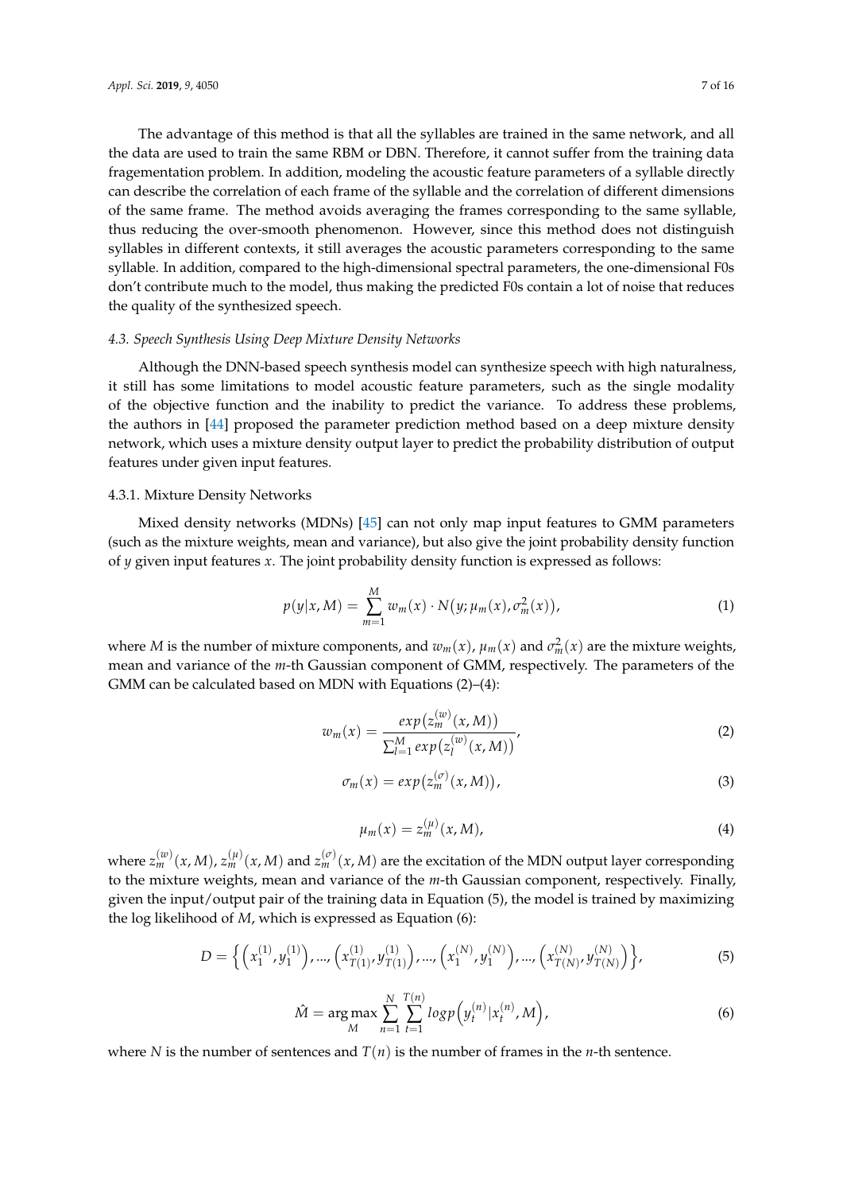The advantage of this method is that all the syllables are trained in the same network, and all the data are used to train the same RBM or DBN. Therefore, it cannot suffer from the training data fragementation problem. In addition, modeling the acoustic feature parameters of a syllable directly can describe the correlation of each frame of the syllable and the correlation of different dimensions of the same frame. The method avoids averaging the frames corresponding to the same syllable, thus reducing the over-smooth phenomenon. However, since this method does not distinguish syllables in different contexts, it still averages the acoustic parameters corresponding to the same syllable. In addition, compared to the high-dimensional spectral parameters, the one-dimensional F0s don't contribute much to the model, thus making the predicted F0s contain a lot of noise that reduces the quality of the synthesized speech.

### *4.3. Speech Synthesis Using Deep Mixture Density Networks*

Although the DNN-based speech synthesis model can synthesize speech with high naturalness, it still has some limitations to model acoustic feature parameters, such as the single modality of the objective function and the inability to predict the variance. To address these problems, the authors in [44] proposed the parameter prediction method based on a deep mixture density network, which uses a mixture density output layer to predict the probability distribution of output features under given input features.

#### 4.3.1. Mixture Density Networks

Mixed density networks (MDNs) [45] can not only map input features to GMM parameters (such as the mixture weights, mean and variance), but also give the joint probability density function of $y$ given input features $x$. The joint probability density function is expressed as follows:

$$p(y|x, M) = \sum_{m=1}^{M} w_m(x) \cdot N\big(y; \mu_m(x), \sigma_m^2(x)\big), \tag{1}$$

where $M$ is the number of mixture components, and $w_m(x)$, $\mu_m(x)$ and $\sigma_m^2(x)$ are the mixture weights, mean and variance of the $m$-th Gaussian component of GMM, respectively. The parameters of the GMM can be calculated based on MDN with Equations (2)–(4):

$$w_m(x) = \frac{exp\big(z_m^{(w)}(x, M)\big)}{\sum_{l=1}^{M} exp\big(z_l^{(w)}(x, M)\big)}, \tag{2}$$

$$\sigma_m(x) = exp\big(z_m^{(\sigma)}(x, M)\big), \tag{3}$$

$$\mu_m(x) = z_m^{(\mu)}(x, M), \tag{4}$$

where $z_m^{(w)}(x, M)$, $z_m^{(\mu)}(x, M)$ and $z_m^{(\sigma)}(x, M)$ are the excitation of the MDN output layer corresponding to the mixture weights, mean and variance of the $m$-th Gaussian component, respectively. Finally, given the input/output pair of the training data in Equation (5), the model is trained by maximizing the log likelihood of $M$, which is expressed as Equation (6):

$$D = \Big\{ \Big(x_1^{(1)}, y_1^{(1)}\Big), ..., \Big(x_{T(1)}^{(1)}, y_{T(1)}^{(1)}\Big), ..., \Big(x_1^{(N)}, y_1^{(N)}\Big), ..., \Big(x_{T(N)}^{(N)}, y_{T(N)}^{(N)}\Big) \Big\}, \tag{5}$$

$$\hat{M} = \underset{M}{\arg\max} \sum_{n=1}^{N} \sum_{t=1}^{T(n)} log p\Big(y_t^{(n)} | x_t^{(n)}, M\Big), \tag{6}$$

where $N$ is the number of sentences and $T(n)$ is the number of frames in the $n$-th sentence.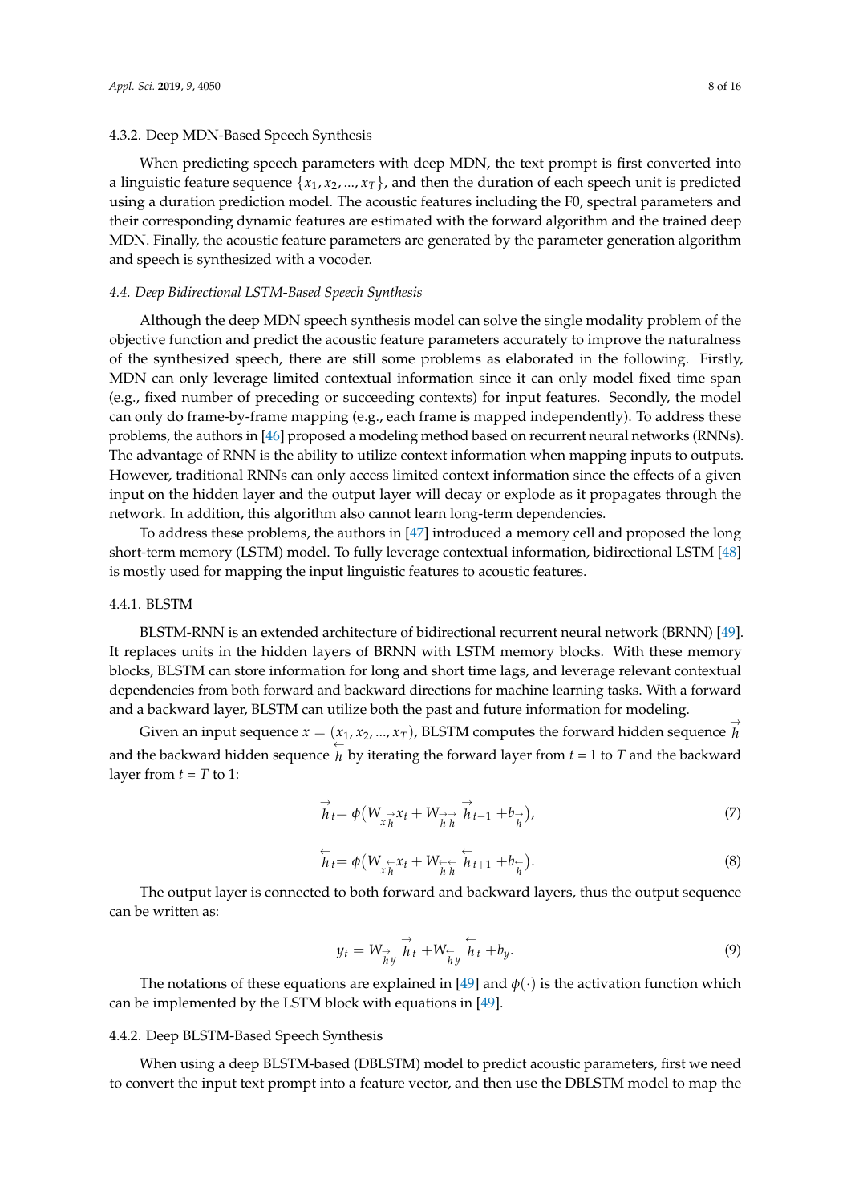#### 4.3.2. Deep MDN-Based Speech Synthesis

When predicting speech parameters with deep MDN, the text prompt is first converted into a linguistic feature sequence $\{x_1, x_2, ..., x_T\}$, and then the duration of each speech unit is predicted using a duration prediction model. The acoustic features including the F0, spectral parameters and their corresponding dynamic features are estimated with the forward algorithm and the trained deep MDN. Finally, the acoustic feature parameters are generated by the parameter generation algorithm and speech is synthesized with a vocoder.

### *4.4. Deep Bidirectional LSTM-Based Speech Synthesis*

Although the deep MDN speech synthesis model can solve the single modality problem of the objective function and predict the acoustic feature parameters accurately to improve the naturalness of the synthesized speech, there are still some problems as elaborated in the following. Firstly, MDN can only leverage limited contextual information since it can only model fixed time span (e.g., fixed number of preceding or succeeding contexts) for input features. Secondly, the model can only do frame-by-frame mapping (e.g., each frame is mapped independently). To address these problems, the authors in [46] proposed a modeling method based on recurrent neural networks (RNNs). The advantage of RNN is the ability to utilize context information when mapping inputs to outputs. However, traditional RNNs can only access limited context information since the effects of a given input on the hidden layer and the output layer will decay or explode as it propagates through the network. In addition, this algorithm also cannot learn long-term dependencies.

To address these problems, the authors in [47] introduced a memory cell and proposed the long short-term memory (LSTM) model. To fully leverage contextual information, bidirectional LSTM [48] is mostly used for mapping the input linguistic features to acoustic features.

#### 4.4.1. BLSTM

BLSTM-RNN is an extended architecture of bidirectional recurrent neural network (BRNN) [49]. It replaces units in the hidden layers of BRNN with LSTM memory blocks. With these memory blocks, BLSTM can store information for long and short time lags, and leverage relevant contextual dependencies from both forward and backward directions for machine learning tasks. With a forward and a backward layer, BLSTM can utilize both the past and future information for modeling.

Given an input sequence $x = (x_1, x_2, ..., x_T)$, BLSTM computes the forward hidden sequence $\overrightarrow{h}$ and the backward hidden sequence $\overleftarrow{h}$ by iterating the forward layer from $t = 1$ to $T$ and the backward layer from $t = T$ to 1:

$$\overrightarrow{h}_t = \phi(W_{x\overrightarrow{h}} x_t + W_{\overrightarrow{h}\overrightarrow{h}} \overrightarrow{h}_{t-1} + b_{\overrightarrow{h}}), \tag{7}$$

$$\overleftarrow{h}_t = \phi(W_{x\overleftarrow{h}} x_t + W_{\overleftarrow{h}\overleftarrow{h}} \overleftarrow{h}_{t+1} + b_{\overleftarrow{h}}). \tag{8}$$

The output layer is connected to both forward and backward layers, thus the output sequence can be written as:

$$y_t = W_{\overrightarrow{h}y} \overrightarrow{h}_t + W_{\overleftarrow{h}y} \overleftarrow{h}_t + b_y. \tag{9}$$

The notations of these equations are explained in [49] and $\phi(\cdot)$ is the activation function which can be implemented by the LSTM block with equations in [49].

#### 4.4.2. Deep BLSTM-Based Speech Synthesis

When using a deep BLSTM-based (DBLSTM) model to predict acoustic parameters, first we need to convert the input text prompt into a feature vector, and then use the DBLSTM model to map the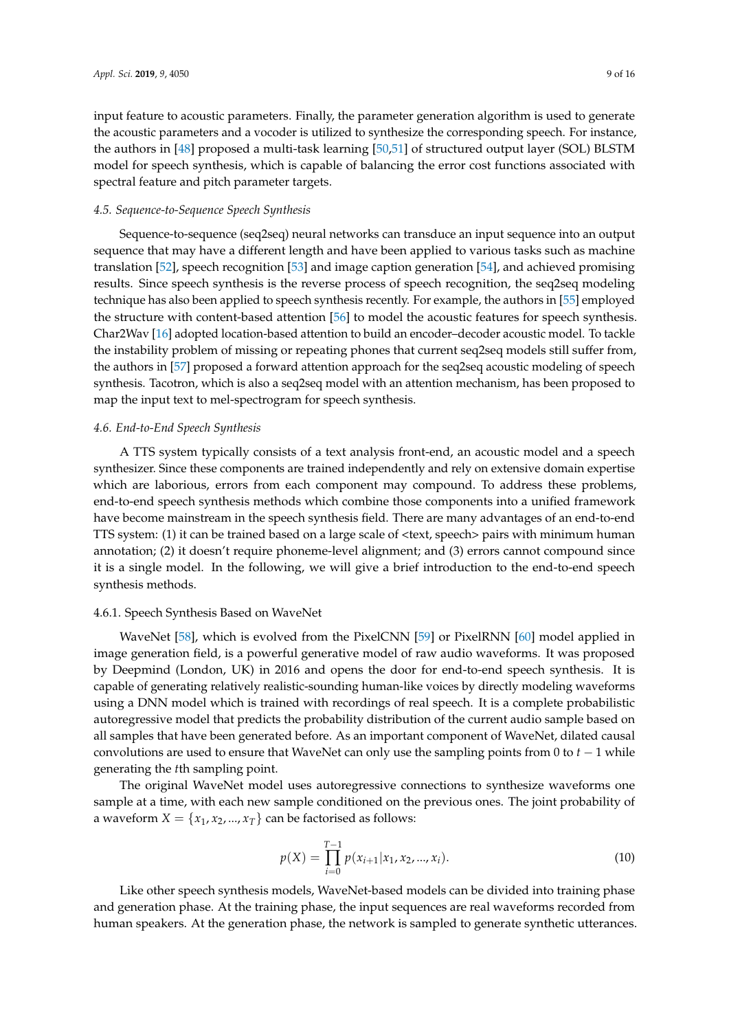input feature to acoustic parameters. Finally, the parameter generation algorithm is used to generate the acoustic parameters and a vocoder is utilized to synthesize the corresponding speech. For instance, the authors in [48] proposed a multi-task learning [50,51] of structured output layer (SOL) BLSTM model for speech synthesis, which is capable of balancing the error cost functions associated with spectral feature and pitch parameter targets.

### *4.5. Sequence-to-Sequence Speech Synthesis*

Sequence-to-sequence (seq2seq) neural networks can transduce an input sequence into an output sequence that may have a different length and have been applied to various tasks such as machine translation [52], speech recognition [53] and image caption generation [54], and achieved promising results. Since speech synthesis is the reverse process of speech recognition, the seq2seq modeling technique has also been applied to speech synthesis recently. For example, the authors in [55] employed the structure with content-based attention [56] to model the acoustic features for speech synthesis. Char2Wav [16] adopted location-based attention to build an encoder–decoder acoustic model. To tackle the instability problem of missing or repeating phones that current seq2seq models still suffer from, the authors in [57] proposed a forward attention approach for the seq2seq acoustic modeling of speech synthesis. Tacotron, which is also a seq2seq model with an attention mechanism, has been proposed to map the input text to mel-spectrogram for speech synthesis.

### *4.6. End-to-End Speech Synthesis*

A TTS system typically consists of a text analysis front-end, an acoustic model and a speech synthesizer. Since these components are trained independently and rely on extensive domain expertise which are laborious, errors from each component may compound. To address these problems, end-to-end speech synthesis methods which combine those components into a unified framework have become mainstream in the speech synthesis field. There are many advantages of an end-to-end TTS system: (1) it can be trained based on a large scale of <text, speech> pairs with minimum human annotation; (2) it doesn't require phoneme-level alignment; and (3) errors cannot compound since it is a single model. In the following, we will give a brief introduction to the end-to-end speech synthesis methods.

#### 4.6.1. Speech Synthesis Based on WaveNet

WaveNet [58], which is evolved from the PixelCNN [59] or PixelRNN [60] model applied in image generation field, is a powerful generative model of raw audio waveforms. It was proposed by Deepmind (London, UK) in 2016 and opens the door for end-to-end speech synthesis. It is capable of generating relatively realistic-sounding human-like voices by directly modeling waveforms using a DNN model which is trained with recordings of real speech. It is a complete probabilistic autoregressive model that predicts the probability distribution of the current audio sample based on all samples that have been generated before. As an important component of WaveNet, dilated causal convolutions are used to ensure that WaveNet can only use the sampling points from 0 to $t-1$ while generating the $t$th sampling point.

The original WaveNet model uses autoregressive connections to synthesize waveforms one sample at a time, with each new sample conditioned on the previous ones. The joint probability of a waveform $X = \{x_1, x_2, ..., x_T\}$ can be factorised as follows:

$$p(X) = \prod_{i=0}^{T-1} p(x_{i+1}|x_1, x_2, ..., x_i). \tag{10}$$

Like other speech synthesis models, WaveNet-based models can be divided into training phase and generation phase. At the training phase, the input sequences are real waveforms recorded from human speakers. At the generation phase, the network is sampled to generate synthetic utterances.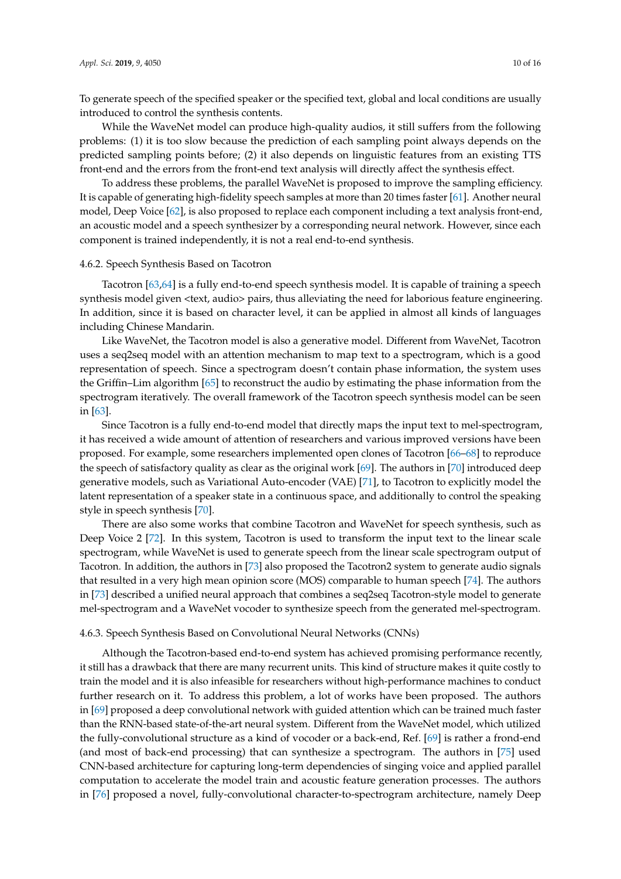To generate speech of the specified speaker or the specified text, global and local conditions are usually introduced to control the synthesis contents.

While the WaveNet model can produce high-quality audios, it still suffers from the following problems: (1) it is too slow because the prediction of each sampling point always depends on the predicted sampling points before; (2) it also depends on linguistic features from an existing TTS front-end and the errors from the front-end text analysis will directly affect the synthesis effect.

To address these problems, the parallel WaveNet is proposed to improve the sampling efficiency. It is capable of generating high-fidelity speech samples at more than 20 times faster [61]. Another neural model, Deep Voice [62], is also proposed to replace each component including a text analysis front-end, an acoustic model and a speech synthesizer by a corresponding neural network. However, since each component is trained independently, it is not a real end-to-end synthesis.

#### 4.6.2. Speech Synthesis Based on Tacotron

Tacotron [63,64] is a fully end-to-end speech synthesis model. It is capable of training a speech synthesis model given <text, audio> pairs, thus alleviating the need for laborious feature engineering. In addition, since it is based on character level, it can be applied in almost all kinds of languages including Chinese Mandarin.

Like WaveNet, the Tacotron model is also a generative model. Different from WaveNet, Tacotron uses a seq2seq model with an attention mechanism to map text to a spectrogram, which is a good representation of speech. Since a spectrogram doesn't contain phase information, the system uses the Griffin–Lim algorithm [65] to reconstruct the audio by estimating the phase information from the spectrogram iteratively. The overall framework of the Tacotron speech synthesis model can be seen in [63].

Since Tacotron is a fully end-to-end model that directly maps the input text to mel-spectrogram, it has received a wide amount of attention of researchers and various improved versions have been proposed. For example, some researchers implemented open clones of Tacotron [66–68] to reproduce the speech of satisfactory quality as clear as the original work [69]. The authors in [70] introduced deep generative models, such as Variational Auto-encoder (VAE) [71], to Tacotron to explicitly model the latent representation of a speaker state in a continuous space, and additionally to control the speaking style in speech synthesis [70].

There are also some works that combine Tacotron and WaveNet for speech synthesis, such as Deep Voice 2 [72]. In this system, Tacotron is used to transform the input text to the linear scale spectrogram, while WaveNet is used to generate speech from the linear scale spectrogram output of Tacotron. In addition, the authors in [73] also proposed the Tacotron2 system to generate audio signals that resulted in a very high mean opinion score (MOS) comparable to human speech [74]. The authors in [73] described a unified neural approach that combines a seq2seq Tacotron-style model to generate mel-spectrogram and a WaveNet vocoder to synthesize speech from the generated mel-spectrogram.

#### 4.6.3. Speech Synthesis Based on Convolutional Neural Networks (CNNs)

Although the Tacotron-based end-to-end system has achieved promising performance recently, it still has a drawback that there are many recurrent units. This kind of structure makes it quite costly to train the model and it is also infeasible for researchers without high-performance machines to conduct further research on it. To address this problem, a lot of works have been proposed. The authors in [69] proposed a deep convolutional network with guided attention which can be trained much faster than the RNN-based state-of-the-art neural system. Different from the WaveNet model, which utilized the fully-convolutional structure as a kind of vocoder or a back-end, Ref. [69] is rather a frond-end (and most of back-end processing) that can synthesize a spectrogram. The authors in [75] used CNN-based architecture for capturing long-term dependencies of singing voice and applied parallel computation to accelerate the model train and acoustic feature generation processes. The authors in [76] proposed a novel, fully-convolutional character-to-spectrogram architecture, namely Deep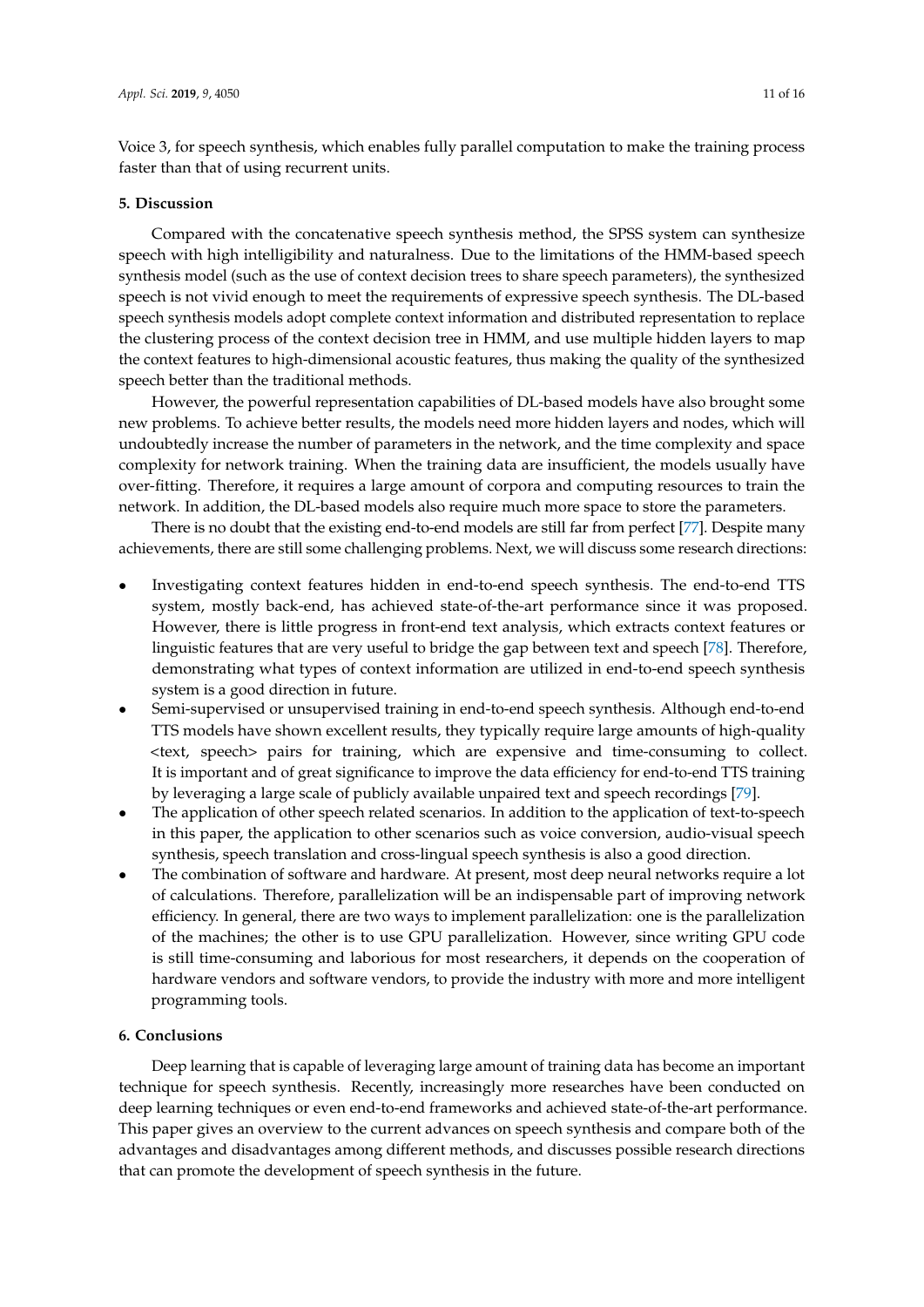Voice 3, for speech synthesis, which enables fully parallel computation to make the training process faster than that of using recurrent units.

## 5. Discussion

Compared with the concatenative speech synthesis method, the SPSS system can synthesize speech with high intelligibility and naturalness. Due to the limitations of the HMM-based speech synthesis model (such as the use of context decision trees to share speech parameters), the synthesized speech is not vivid enough to meet the requirements of expressive speech synthesis. The DL-based speech synthesis models adopt complete context information and distributed representation to replace the clustering process of the context decision tree in HMM, and use multiple hidden layers to map the context features to high-dimensional acoustic features, thus making the quality of the synthesized speech better than the traditional methods.

However, the powerful representation capabilities of DL-based models have also brought some new problems. To achieve better results, the models need more hidden layers and nodes, which will undoubtedly increase the number of parameters in the network, and the time complexity and space complexity for network training. When the training data are insufficient, the models usually have over-fitting. Therefore, it requires a large amount of corpora and computing resources to train the network. In addition, the DL-based models also require much more space to store the parameters.

There is no doubt that the existing end-to-end models are still far from perfect [77]. Despite many achievements, there are still some challenging problems. Next, we will discuss some research directions:

- Investigating context features hidden in end-to-end speech synthesis. The end-to-end TTS system, mostly back-end, has achieved state-of-the-art performance since it was proposed. However, there is little progress in front-end text analysis, which extracts context features or linguistic features that are very useful to bridge the gap between text and speech [78]. Therefore, demonstrating what types of context information are utilized in end-to-end speech synthesis system is a good direction in future.
- Semi-supervised or unsupervised training in end-to-end speech synthesis. Although end-to-end TTS models have shown excellent results, they typically require large amounts of high-quality <text, speech> pairs for training, which are expensive and time-consuming to collect. It is important and of great significance to improve the data efficiency for end-to-end TTS training by leveraging a large scale of publicly available unpaired text and speech recordings [79].
- The application of other speech related scenarios. In addition to the application of text-to-speech in this paper, the application to other scenarios such as voice conversion, audio-visual speech synthesis, speech translation and cross-lingual speech synthesis is also a good direction.
- The combination of software and hardware. At present, most deep neural networks require a lot of calculations. Therefore, parallelization will be an indispensable part of improving network efficiency. In general, there are two ways to implement parallelization: one is the parallelization of the machines; the other is to use GPU parallelization. However, since writing GPU code is still time-consuming and laborious for most researchers, it depends on the cooperation of hardware vendors and software vendors, to provide the industry with more and more intelligent programming tools.

## 6. Conclusions

Deep learning that is capable of leveraging large amount of training data has become an important technique for speech synthesis. Recently, increasingly more researches have been conducted on deep learning techniques or even end-to-end frameworks and achieved state-of-the-art performance. This paper gives an overview to the current advances on speech synthesis and compare both of the advantages and disadvantages among different methods, and discusses possible research directions that can promote the development of speech synthesis in the future.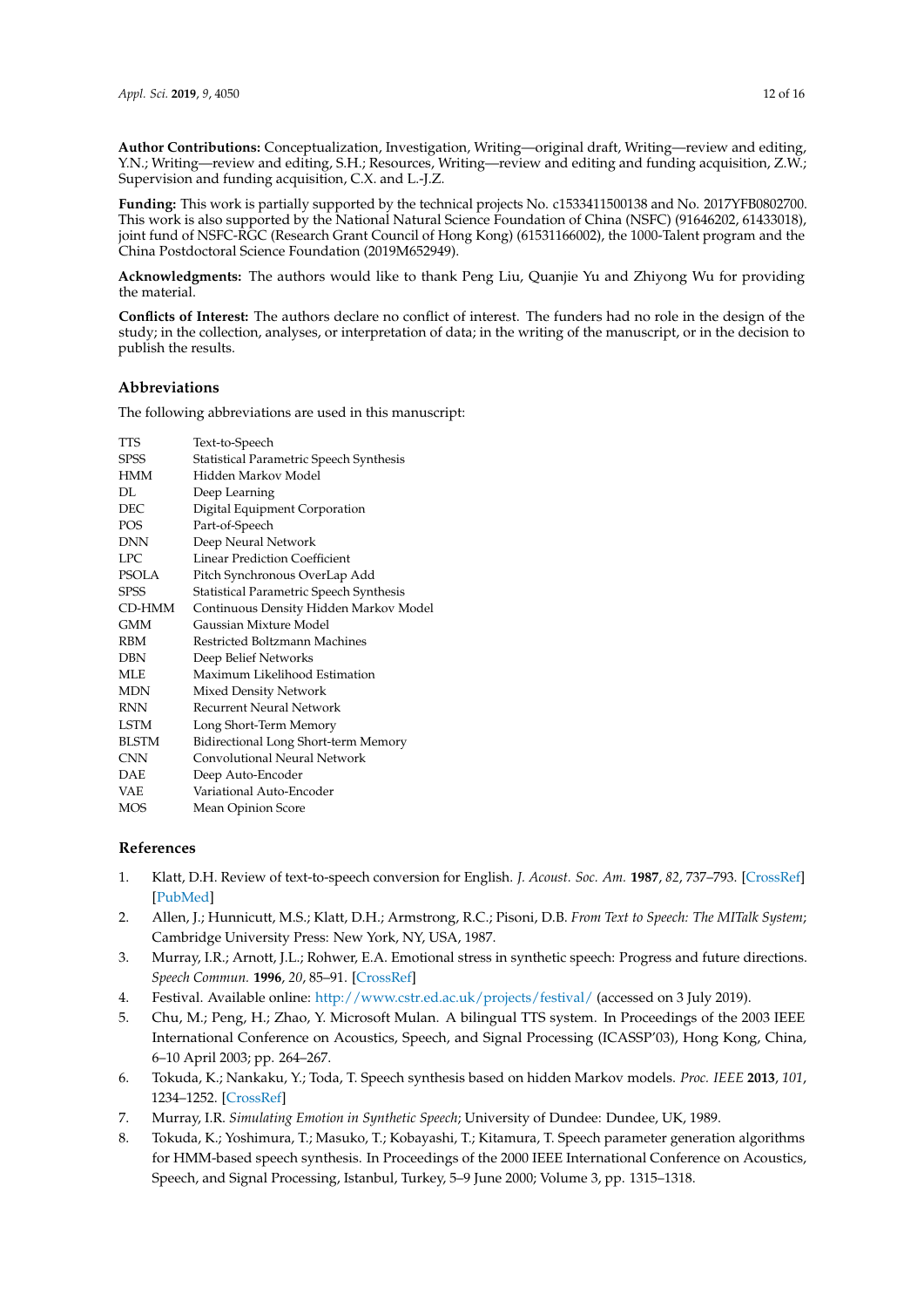**Author Contributions:** Conceptualization, Investigation, Writing—original draft, Writing—review and editing, Y.N.; Writing—review and editing, S.H.; Resources, Writing—review and editing and funding acquisition, Z.W.; Supervision and funding acquisition, C.X. and L.-J.Z.

**Funding:** This work is partially supported by the technical projects No. c1533411500138 and No. 2017YFB0802700. This work is also supported by the National Natural Science Foundation of China (NSFC) (91646202, 61433018), joint fund of NSFC-RGC (Research Grant Council of Hong Kong) (61531166002), the 1000-Talent program and the China Postdoctoral Science Foundation (2019M652949).

**Acknowledgments:** The authors would like to thank Peng Liu, Quanjie Yu and Zhiyong Wu for providing the material.

**Conflicts of Interest:** The authors declare no conflict of interest. The funders had no role in the design of the study; in the collection, analyses, or interpretation of data; in the writing of the manuscript, or in the decision to publish the results.

## Abbreviations

The following abbreviations are used in this manuscript:

| | |
|---|---|
| TTS | Text-to-Speech |
| SPSS | Statistical Parametric Speech Synthesis |
| HMM | Hidden Markov Model |
| DL | Deep Learning |
| DEC | Digital Equipment Corporation |
| POS | Part-of-Speech |
| DNN | Deep Neural Network |
| LPC | Linear Prediction Coefficient |
| PSOLA | Pitch Synchronous OverLap Add |
| SPSS | Statistical Parametric Speech Synthesis |
| CD-HMM | Continuous Density Hidden Markov Model |
| GMM | Gaussian Mixture Model |
| RBM | Restricted Boltzmann Machines |
| DBN | Deep Belief Networks |
| MLE | Maximum Likelihood Estimation |
| MDN | Mixed Density Network |
| RNN | Recurrent Neural Network |
| LSTM | Long Short-Term Memory |
| BLSTM | Bidirectional Long Short-term Memory |
| CNN | Convolutional Neural Network |
| DAE | Deep Auto-Encoder |
| VAE | Variational Auto-Encoder |
| MOS | Mean Opinion Score |

## References

1. Klatt, D.H. Review of text-to-speech conversion for English. *J. Acoust. Soc. Am.* **1987**, *82*, 737–793. [CrossRef] [PubMed]
2. Allen, J.; Hunnicutt, M.S.; Klatt, D.H.; Armstrong, R.C.; Pisoni, D.B. *From Text to Speech: The MITalk System*; Cambridge University Press: New York, NY, USA, 1987.
3. Murray, I.R.; Arnott, J.L.; Rohwer, E.A. Emotional stress in synthetic speech: Progress and future directions. *Speech Commun.* **1996**, *20*, 85–91. [CrossRef]
4. Festival. Available online: http://www.cstr.ed.ac.uk/projects/festival/ (accessed on 3 July 2019).
5. Chu, M.; Peng, H.; Zhao, Y. Microsoft Mulan. A bilingual TTS system. In Proceedings of the 2003 IEEE International Conference on Acoustics, Speech, and Signal Processing (ICASSP'03), Hong Kong, China, 6–10 April 2003; pp. 264–267.
6. Tokuda, K.; Nankaku, Y.; Toda, T. Speech synthesis based on hidden Markov models. *Proc. IEEE* **2013**, *101*, 1234–1252. [CrossRef]
7. Murray, I.R. *Simulating Emotion in Synthetic Speech*; University of Dundee: Dundee, UK, 1989.
8. Tokuda, K.; Yoshimura, T.; Masuko, T.; Kobayashi, T.; Kitamura, T. Speech parameter generation algorithms for HMM-based speech synthesis. In Proceedings of the 2000 IEEE International Conference on Acoustics, Speech, and Signal Processing, Istanbul, Turkey, 5–9 June 2000; Volume 3, pp. 1315–1318.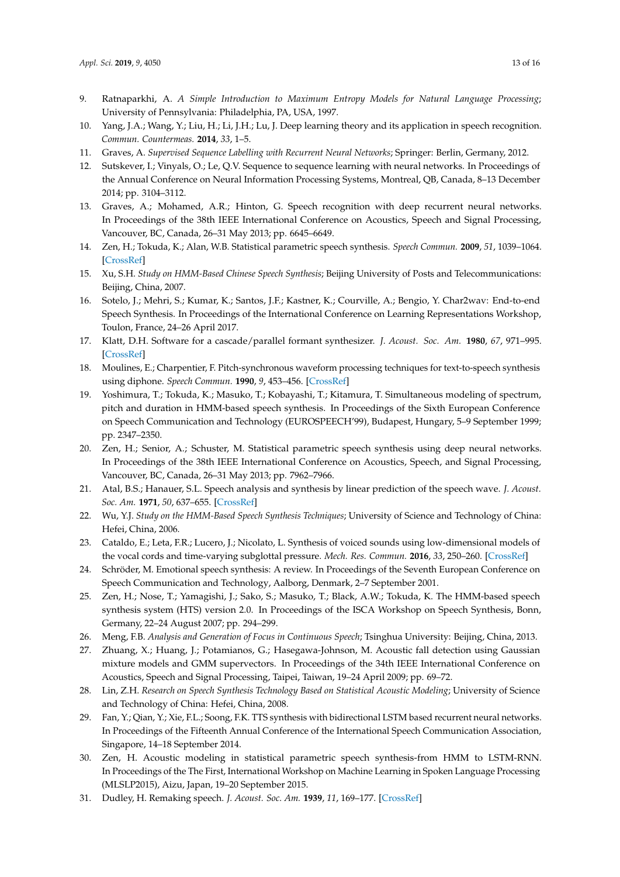9. Ratnaparkhi, A. *A Simple Introduction to Maximum Entropy Models for Natural Language Processing*; University of Pennsylvania: Philadelphia, PA, USA, 1997.
10. Yang, J.A.; Wang, Y.; Liu, H.; Li, J.H.; Lu, J. Deep learning theory and its application in speech recognition. *Commun. Countermeas.* **2014**, *33*, 1–5.
11. Graves, A. *Supervised Sequence Labelling with Recurrent Neural Networks*; Springer: Berlin, Germany, 2012.
12. Sutskever, I.; Vinyals, O.; Le, Q.V. Sequence to sequence learning with neural networks. In Proceedings of the Annual Conference on Neural Information Processing Systems, Montreal, QB, Canada, 8–13 December 2014; pp. 3104–3112.
13. Graves, A.; Mohamed, A.R.; Hinton, G. Speech recognition with deep recurrent neural networks. In Proceedings of the 38th IEEE International Conference on Acoustics, Speech and Signal Processing, Vancouver, BC, Canada, 26–31 May 2013; pp. 6645–6649.
14. Zen, H.; Tokuda, K.; Alan, W.B. Statistical parametric speech synthesis. *Speech Commun.* **2009**, *51*, 1039–1064. [CrossRef]
15. Xu, S.H. *Study on HMM-Based Chinese Speech Synthesis*; Beijing University of Posts and Telecommunications: Beijing, China, 2007.
16. Sotelo, J.; Mehri, S.; Kumar, K.; Santos, J.F.; Kastner, K.; Courville, A.; Bengio, Y. Char2wav: End-to-end Speech Synthesis. In Proceedings of the International Conference on Learning Representations Workshop, Toulon, France, 24–26 April 2017.
17. Klatt, D.H. Software for a cascade/parallel formant synthesizer. *J. Acoust. Soc. Am.* **1980**, *67*, 971–995. [CrossRef]
18. Moulines, E.; Charpentier, F. Pitch-synchronous waveform processing techniques for text-to-speech synthesis using diphone. *Speech Commun.* **1990**, *9*, 453–456. [CrossRef]
19. Yoshimura, T.; Tokuda, K.; Masuko, T.; Kobayashi, T.; Kitamura, T. Simultaneous modeling of spectrum, pitch and duration in HMM-based speech synthesis. In Proceedings of the Sixth European Conference on Speech Communication and Technology (EUROSPEECH'99), Budapest, Hungary, 5–9 September 1999; pp. 2347–2350.
20. Zen, H.; Senior, A.; Schuster, M. Statistical parametric speech synthesis using deep neural networks. In Proceedings of the 38th IEEE International Conference on Acoustics, Speech, and Signal Processing, Vancouver, BC, Canada, 26–31 May 2013; pp. 7962–7966.
21. Atal, B.S.; Hanauer, S.L. Speech analysis and synthesis by linear prediction of the speech wave. *J. Acoust. Soc. Am.* **1971**, *50*, 637–655. [CrossRef]
22. Wu, Y.J. *Study on the HMM-Based Speech Synthesis Techniques*; University of Science and Technology of China: Hefei, China, 2006.
23. Cataldo, E.; Leta, F.R.; Lucero, J.; Nicolato, L. Synthesis of voiced sounds using low-dimensional models of the vocal cords and time-varying subglottal pressure. *Mech. Res. Commun.* **2016**, *33*, 250–260. [CrossRef]
24. Schröder, M. Emotional speech synthesis: A review. In Proceedings of the Seventh European Conference on Speech Communication and Technology, Aalborg, Denmark, 2–7 September 2001.
25. Zen, H.; Nose, T.; Yamagishi, J.; Sako, S.; Masuko, T.; Black, A.W.; Tokuda, K. The HMM-based speech synthesis system (HTS) version 2.0. In Proceedings of the ISCA Workshop on Speech Synthesis, Bonn, Germany, 22–24 August 2007; pp. 294–299.
26. Meng, F.B. *Analysis and Generation of Focus in Continuous Speech*; Tsinghua University: Beijing, China, 2013.
27. Zhuang, X.; Huang, J.; Potamianos, G.; Hasegawa-Johnson, M. Acoustic fall detection using Gaussian mixture models and GMM supervectors. In Proceedings of the 34th IEEE International Conference on Acoustics, Speech and Signal Processing, Taipei, Taiwan, 19–24 April 2009; pp. 69–72.
28. Lin, Z.H. *Research on Speech Synthesis Technology Based on Statistical Acoustic Modeling*; University of Science and Technology of China: Hefei, China, 2008.
29. Fan, Y.; Qian, Y.; Xie, F.L.; Soong, F.K. TTS synthesis with bidirectional LSTM based recurrent neural networks. In Proceedings of the Fifteenth Annual Conference of the International Speech Communication Association, Singapore, 14–18 September 2014.
30. Zen, H. Acoustic modeling in statistical parametric speech synthesis-from HMM to LSTM-RNN. In Proceedings of the The First, International Workshop on Machine Learning in Spoken Language Processing (MLSLP2015), Aizu, Japan, 19–20 September 2015.
31. Dudley, H. Remaking speech. *J. Acoust. Soc. Am.* **1939**, *11*, 169–177. [CrossRef]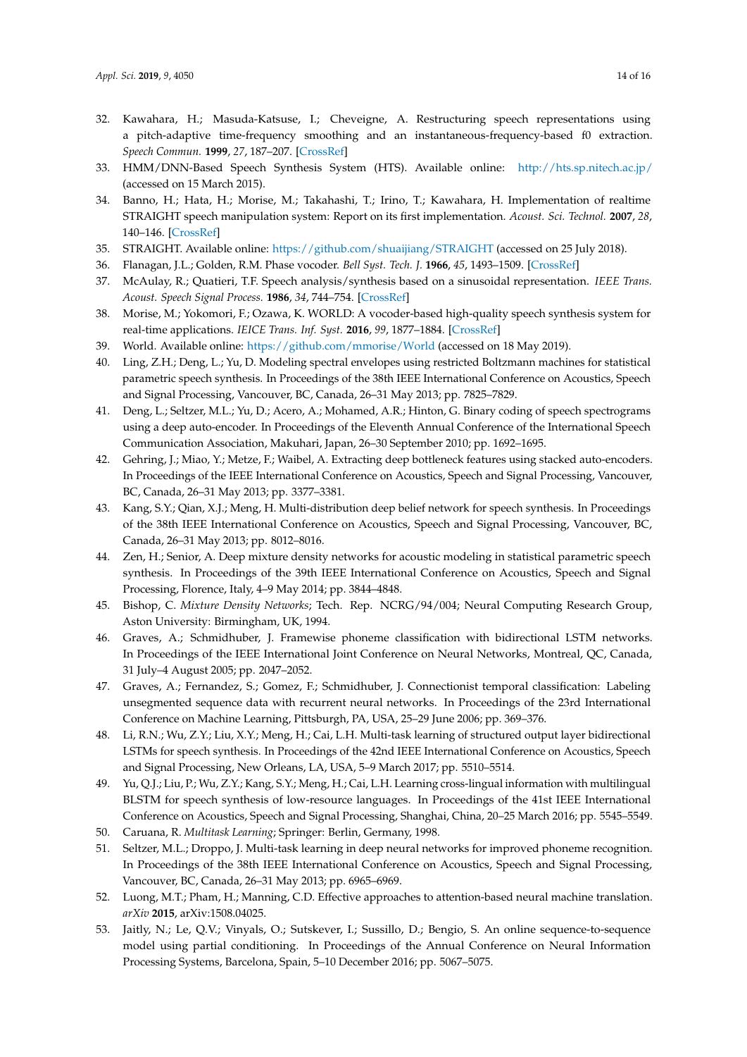32. Kawahara, H.; Masuda-Katsuse, I.; Cheveigne, A. Restructuring speech representations using a pitch-adaptive time-frequency smoothing and an instantaneous-frequency-based f0 extraction. *Speech Commun.* **1999**, *27*, 187–207. [CrossRef]
33. HMM/DNN-Based Speech Synthesis System (HTS). Available online: http://hts.sp.nitech.ac.jp/ (accessed on 15 March 2015).
34. Banno, H.; Hata, H.; Morise, M.; Takahashi, T.; Irino, T.; Kawahara, H. Implementation of realtime STRAIGHT speech manipulation system: Report on its first implementation. *Acoust. Sci. Technol.* **2007**, *28*, 140–146. [CrossRef]
35. STRAIGHT. Available online: https://github.com/shuaijiang/STRAIGHT (accessed on 25 July 2018).
36. Flanagan, J.L.; Golden, R.M. Phase vocoder. *Bell Syst. Tech. J.* **1966**, *45*, 1493–1509. [CrossRef]
37. McAulay, R.; Quatieri, T.F. Speech analysis/synthesis based on a sinusoidal representation. *IEEE Trans. Acoust. Speech Signal Process.* **1986**, *34*, 744–754. [CrossRef]
38. Morise, M.; Yokomori, F.; Ozawa, K. WORLD: A vocoder-based high-quality speech synthesis system for real-time applications. *IEICE Trans. Inf. Syst.* **2016**, *99*, 1877–1884. [CrossRef]
39. World. Available online: https://github.com/mmorise/World (accessed on 18 May 2019).
40. Ling, Z.H.; Deng, L.; Yu, D. Modeling spectral envelopes using restricted Boltzmann machines for statistical parametric speech synthesis. In Proceedings of the 38th IEEE International Conference on Acoustics, Speech and Signal Processing, Vancouver, BC, Canada, 26–31 May 2013; pp. 7825–7829.
41. Deng, L.; Seltzer, M.L.; Yu, D.; Acero, A.; Mohamed, A.R.; Hinton, G. Binary coding of speech spectrograms using a deep auto-encoder. In Proceedings of the Eleventh Annual Conference of the International Speech Communication Association, Makuhari, Japan, 26–30 September 2010; pp. 1692–1695.
42. Gehring, J.; Miao, Y.; Metze, F.; Waibel, A. Extracting deep bottleneck features using stacked auto-encoders. In Proceedings of the IEEE International Conference on Acoustics, Speech and Signal Processing, Vancouver, BC, Canada, 26–31 May 2013; pp. 3377–3381.
43. Kang, S.Y.; Qian, X.J.; Meng, H. Multi-distribution deep belief network for speech synthesis. In Proceedings of the 38th IEEE International Conference on Acoustics, Speech and Signal Processing, Vancouver, BC, Canada, 26–31 May 2013; pp. 8012–8016.
44. Zen, H.; Senior, A. Deep mixture density networks for acoustic modeling in statistical parametric speech synthesis. In Proceedings of the 39th IEEE International Conference on Acoustics, Speech and Signal Processing, Florence, Italy, 4–9 May 2014; pp. 3844–4848.
45. Bishop, C. *Mixture Density Networks*; Tech. Rep. NCRG/94/004; Neural Computing Research Group, Aston University: Birmingham, UK, 1994.
46. Graves, A.; Schmidhuber, J. Framewise phoneme classification with bidirectional LSTM networks. In Proceedings of the IEEE International Joint Conference on Neural Networks, Montreal, QC, Canada, 31 July–4 August 2005; pp. 2047–2052.
47. Graves, A.; Fernandez, S.; Gomez, F.; Schmidhuber, J. Connectionist temporal classification: Labeling unsegmented sequence data with recurrent neural networks. In Proceedings of the 23rd International Conference on Machine Learning, Pittsburgh, PA, USA, 25–29 June 2006; pp. 369–376.
48. Li, R.N.; Wu, Z.Y.; Liu, X.Y.; Meng, H.; Cai, L.H. Multi-task learning of structured output layer bidirectional LSTMs for speech synthesis. In Proceedings of the 42nd IEEE International Conference on Acoustics, Speech and Signal Processing, New Orleans, LA, USA, 5–9 March 2017; pp. 5510–5514.
49. Yu, Q.J.; Liu, P.; Wu, Z.Y.; Kang, S.Y.; Meng, H.; Cai, L.H. Learning cross-lingual information with multilingual BLSTM for speech synthesis of low-resource languages. In Proceedings of the 41st IEEE International Conference on Acoustics, Speech and Signal Processing, Shanghai, China, 20–25 March 2016; pp. 5545–5549.
50. Caruana, R. *Multitask Learning*; Springer: Berlin, Germany, 1998.
51. Seltzer, M.L.; Droppo, J. Multi-task learning in deep neural networks for improved phoneme recognition. In Proceedings of the 38th IEEE International Conference on Acoustics, Speech and Signal Processing, Vancouver, BC, Canada, 26–31 May 2013; pp. 6965–6969.
52. Luong, M.T.; Pham, H.; Manning, C.D. Effective approaches to attention-based neural machine translation. *arXiv* **2015**, arXiv:1508.04025.
53. Jaitly, N.; Le, Q.V.; Vinyals, O.; Sutskever, I.; Sussillo, D.; Bengio, S. An online sequence-to-sequence model using partial conditioning. In Proceedings of the Annual Conference on Neural Information Processing Systems, Barcelona, Spain, 5–10 December 2016; pp. 5067–5075.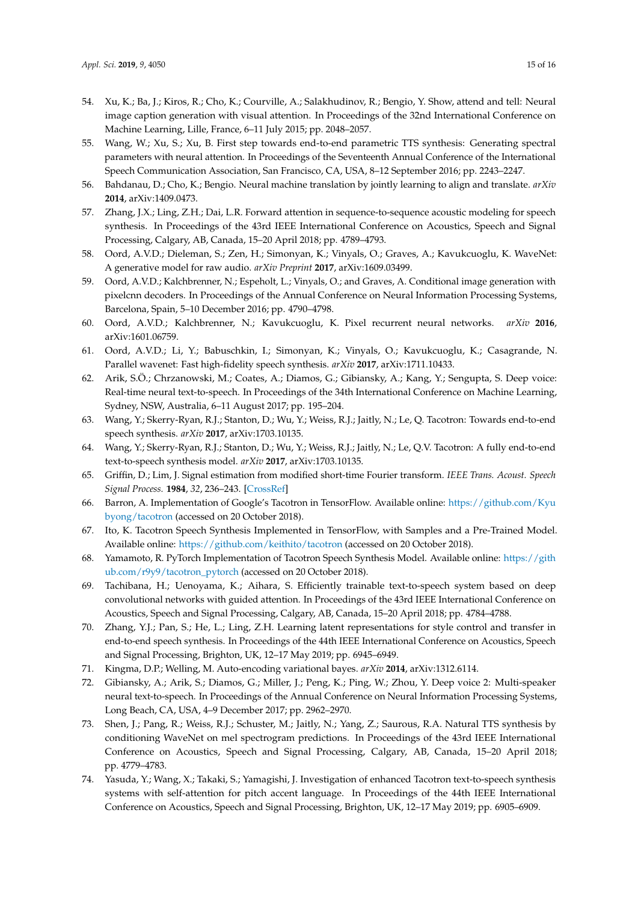54. Xu, K.; Ba, J.; Kiros, R.; Cho, K.; Courville, A.; Salakhudinov, R.; Bengio, Y. Show, attend and tell: Neural image caption generation with visual attention. In Proceedings of the 32nd International Conference on Machine Learning, Lille, France, 6–11 July 2015; pp. 2048–2057.
55. Wang, W.; Xu, S.; Xu, B. First step towards end-to-end parametric TTS synthesis: Generating spectral parameters with neural attention. In Proceedings of the Seventeenth Annual Conference of the International Speech Communication Association, San Francisco, CA, USA, 8–12 September 2016; pp. 2243–2247.
56. Bahdanau, D.; Cho, K.; Bengio. Neural machine translation by jointly learning to align and translate. *arXiv* **2014**, arXiv:1409.0473.
57. Zhang, J.X.; Ling, Z.H.; Dai, L.R. Forward attention in sequence-to-sequence acoustic modeling for speech synthesis. In Proceedings of the 43rd IEEE International Conference on Acoustics, Speech and Signal Processing, Calgary, AB, Canada, 15–20 April 2018; pp. 4789–4793.
58. Oord, A.V.D.; Dieleman, S.; Zen, H.; Simonyan, K.; Vinyals, O.; Graves, A.; Kavukcuoglu, K. WaveNet: A generative model for raw audio. *arXiv Preprint* **2017**, arXiv:1609.03499.
59. Oord, A.V.D.; Kalchbrenner, N.; Espeholt, L.; Vinyals, O.; and Graves, A. Conditional image generation with pixelcnn decoders. In Proceedings of the Annual Conference on Neural Information Processing Systems, Barcelona, Spain, 5–10 December 2016; pp. 4790–4798.
60. Oord, A.V.D.; Kalchbrenner, N.; Kavukcuoglu, K. Pixel recurrent neural networks. *arXiv* **2016**, arXiv:1601.06759.
61. Oord, A.V.D.; Li, Y.; Babuschkin, I.; Simonyan, K.; Vinyals, O.; Kavukcuoglu, K.; Casagrande, N. Parallel wavenet: Fast high-fidelity speech synthesis. *arXiv* **2017**, arXiv:1711.10433.
62. Arik, S.Ö.; Chrzanowski, M.; Coates, A.; Diamos, G.; Gibiansky, A.; Kang, Y.; Sengupta, S. Deep voice: Real-time neural text-to-speech. In Proceedings of the 34th International Conference on Machine Learning, Sydney, NSW, Australia, 6–11 August 2017; pp. 195–204.
63. Wang, Y.; Skerry-Ryan, R.J.; Stanton, D.; Wu, Y.; Weiss, R.J.; Jaitly, N.; Le, Q. Tacotron: Towards end-to-end speech synthesis. *arXiv* **2017**, arXiv:1703.10135.
64. Wang, Y.; Skerry-Ryan, R.J.; Stanton, D.; Wu, Y.; Weiss, R.J.; Jaitly, N.; Le, Q.V. Tacotron: A fully end-to-end text-to-speech synthesis model. *arXiv* **2017**, arXiv:1703.10135.
65. Griffin, D.; Lim, J. Signal estimation from modified short-time Fourier transform. *IEEE Trans. Acoust. Speech Signal Process.* **1984**, *32*, 236–243. [CrossRef]
66. Barron, A. Implementation of Google's Tacotron in TensorFlow. Available online: https://github.com/Kyubyong/tacotron (accessed on 20 October 2018).
67. Ito, K. Tacotron Speech Synthesis Implemented in TensorFlow, with Samples and a Pre-Trained Model. Available online: https://github.com/keithito/tacotron (accessed on 20 October 2018).
68. Yamamoto, R. PyTorch Implementation of Tacotron Speech Synthesis Model. Available online: https://github.com/r9y9/tacotron_pytorch (accessed on 20 October 2018).
69. Tachibana, H.; Uenoyama, K.; Aihara, S. Efficiently trainable text-to-speech system based on deep convolutional networks with guided attention. In Proceedings of the 43rd IEEE International Conference on Acoustics, Speech and Signal Processing, Calgary, AB, Canada, 15–20 April 2018; pp. 4784–4788.
70. Zhang, Y.J.; Pan, S.; He, L.; Ling, Z.H. Learning latent representations for style control and transfer in end-to-end speech synthesis. In Proceedings of the 44th IEEE International Conference on Acoustics, Speech and Signal Processing, Brighton, UK, 12–17 May 2019; pp. 6945–6949.
71. Kingma, D.P.; Welling, M. Auto-encoding variational bayes. *arXiv* **2014**, arXiv:1312.6114.
72. Gibiansky, A.; Arik, S.; Diamos, G.; Miller, J.; Peng, K.; Ping, W.; Zhou, Y. Deep voice 2: Multi-speaker neural text-to-speech. In Proceedings of the Annual Conference on Neural Information Processing Systems, Long Beach, CA, USA, 4–9 December 2017; pp. 2962–2970.
73. Shen, J.; Pang, R.; Weiss, R.J.; Schuster, M.; Jaitly, N.; Yang, Z.; Saurous, R.A. Natural TTS synthesis by conditioning WaveNet on mel spectrogram predictions. In Proceedings of the 43rd IEEE International Conference on Acoustics, Speech and Signal Processing, Calgary, AB, Canada, 15–20 April 2018; pp. 4779–4783.
74. Yasuda, Y.; Wang, X.; Takaki, S.; Yamagishi, J. Investigation of enhanced Tacotron text-to-speech synthesis systems with self-attention for pitch accent language. In Proceedings of the 44th IEEE International Conference on Acoustics, Speech and Signal Processing, Brighton, UK, 12–17 May 2019; pp. 6905–6909.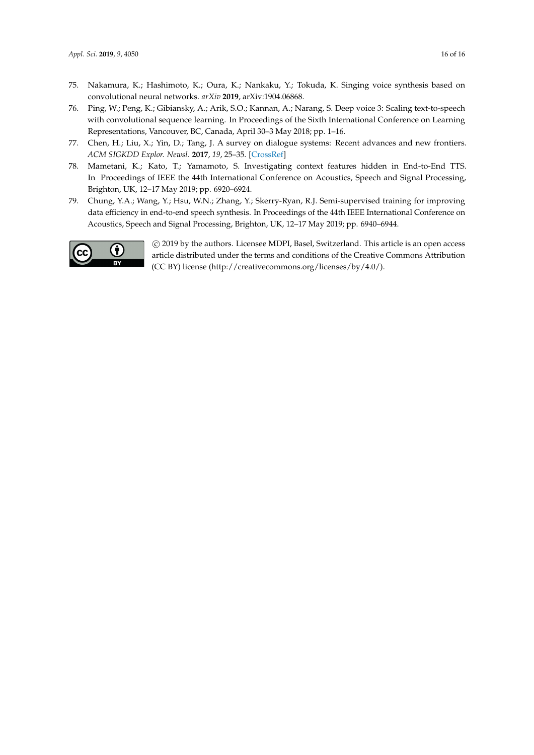75. Nakamura, K.; Hashimoto, K.; Oura, K.; Nankaku, Y.; Tokuda, K. Singing voice synthesis based on convolutional neural networks. *arXiv* **2019**, arXiv:1904.06868.
76. Ping, W.; Peng, K.; Gibiansky, A.; Arik, S.O.; Kannan, A.; Narang, S. Deep voice 3: Scaling text-to-speech with convolutional sequence learning. In Proceedings of the Sixth International Conference on Learning Representations, Vancouver, BC, Canada, April 30–3 May 2018; pp. 1–16.
77. Chen, H.; Liu, X.; Yin, D.; Tang, J. A survey on dialogue systems: Recent advances and new frontiers. *ACM SIGKDD Explor. Newsl.* **2017**, *19*, 25–35. [CrossRef]
78. Mametani, K.; Kato, T.; Yamamoto, S. Investigating context features hidden in End-to-End TTS. In Proceedings of IEEE the 44th International Conference on Acoustics, Speech and Signal Processing, Brighton, UK, 12–17 May 2019; pp. 6920–6924.
79. Chung, Y.A.; Wang, Y.; Hsu, W.N.; Zhang, Y.; Skerry-Ryan, R.J. Semi-supervised training for improving data efficiency in end-to-end speech synthesis. In Proceedings of the 44th IEEE International Conference on Acoustics, Speech and Signal Processing, Brighton, UK, 12–17 May 2019; pp. 6940–6944.

© 2019 by the authors. Licensee MDPI, Basel, Switzerland. This article is an open access article distributed under the terms and conditions of the Creative Commons Attribution (CC BY) license (http://creativecommons.org/licenses/by/4.0/).